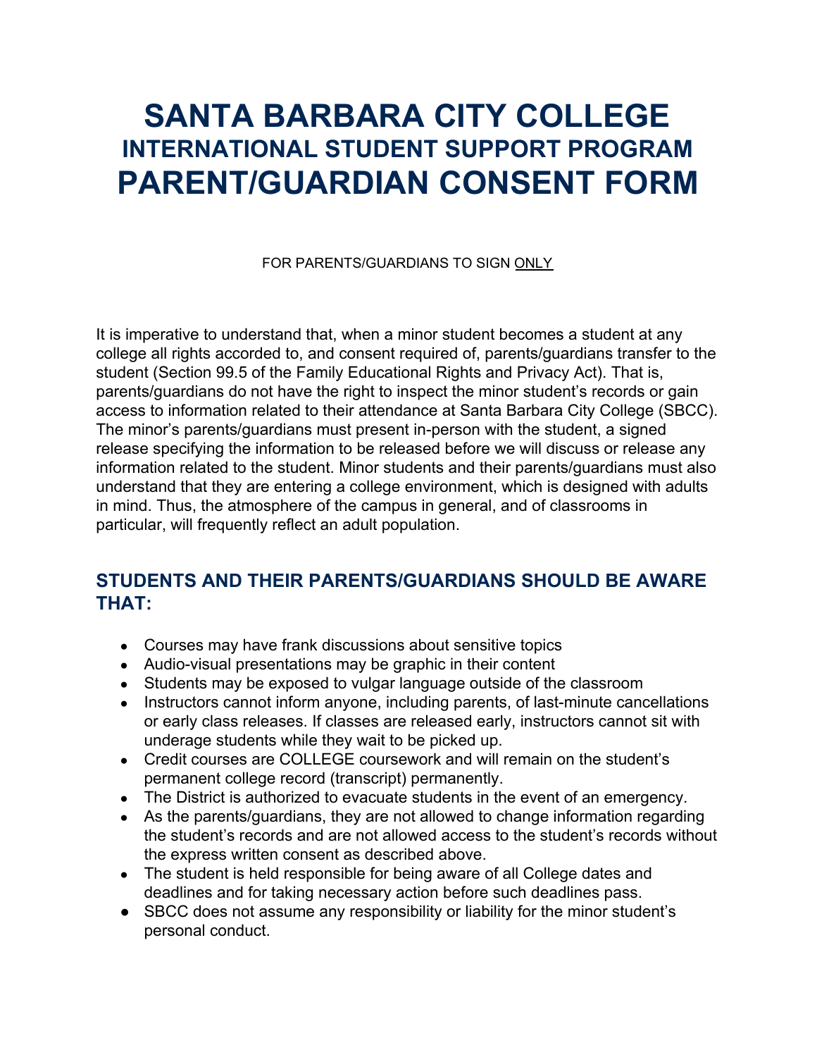# SANTA BARBARA CITY COLLEGE
## INTERNATIONAL STUDENT SUPPORT PROGRAM
# PARENT/GUARDIAN CONSENT FORM

FOR PARENTS/GUARDIANS TO SIGN ONLY

It is imperative to understand that, when a minor student becomes a student at any college all rights accorded to, and consent required of, parents/guardians transfer to the student (Section 99.5 of the Family Educational Rights and Privacy Act). That is, parents/guardians do not have the right to inspect the minor student's records or gain access to information related to their attendance at Santa Barbara City College (SBCC). The minor's parents/guardians must present in-person with the student, a signed release specifying the information to be released before we will discuss or release any information related to the student. Minor students and their parents/guardians must also understand that they are entering a college environment, which is designed with adults in mind. Thus, the atmosphere of the campus in general, and of classrooms in particular, will frequently reflect an adult population.

## STUDENTS AND THEIR PARENTS/GUARDIANS SHOULD BE AWARE THAT:

- Courses may have frank discussions about sensitive topics
- Audio-visual presentations may be graphic in their content
- Students may be exposed to vulgar language outside of the classroom
- Instructors cannot inform anyone, including parents, of last-minute cancellations or early class releases. If classes are released early, instructors cannot sit with underage students while they wait to be picked up.
- Credit courses are COLLEGE coursework and will remain on the student's permanent college record (transcript) permanently.
- The District is authorized to evacuate students in the event of an emergency.
- As the parents/guardians, they are not allowed to change information regarding the student's records and are not allowed access to the student's records without the express written consent as described above.
- The student is held responsible for being aware of all College dates and deadlines and for taking necessary action before such deadlines pass.
- SBCC does not assume any responsibility or liability for the minor student's personal conduct.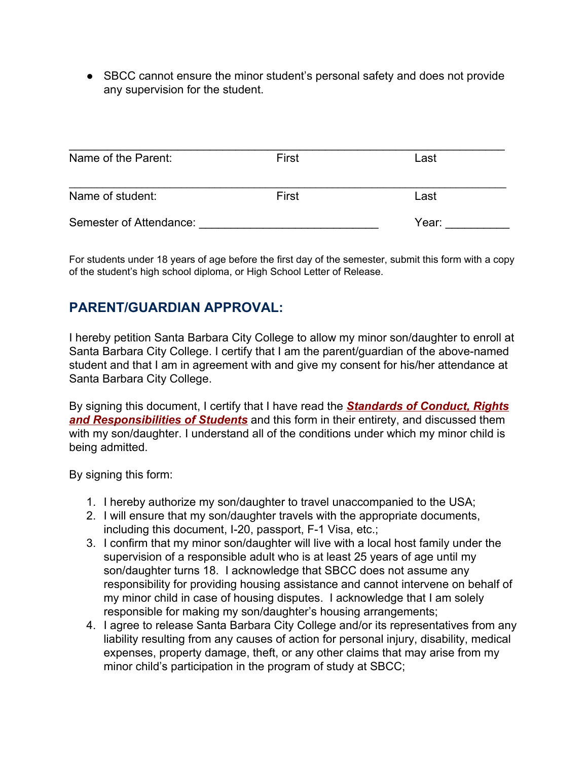- SBCC cannot ensure the minor student's personal safety and does not provide any supervision for the student.

\_\_\_\_\_\_\_\_\_\_\_\_\_\_\_\_\_\_\_\_\_\_\_\_\_\_\_\_\_\_\_\_\_\_\_\_\_\_\_\_\_\_\_\_\_\_\_\_\_\_\_\_\_\_\_\_\_\_\_\_\_\_\_\_

Name of the Parent: First Last

\_\_\_\_\_\_\_\_\_\_\_\_\_\_\_\_\_\_\_\_\_\_\_\_\_\_\_\_\_\_\_\_\_\_\_\_\_\_\_\_\_\_\_\_\_\_\_\_\_\_\_\_\_\_\_\_\_\_\_\_\_\_\_\_

Name of student: First Last

Semester of Attendance: \_\_\_\_\_\_\_\_\_\_\_\_\_\_\_\_\_\_\_\_\_\_\_\_\_\_\_\_ Year: \_\_\_\_\_\_\_\_\_\_

For students under 18 years of age before the first day of the semester, submit this form with a copy of the student's high school diploma, or High School Letter of Release.

## PARENT/GUARDIAN APPROVAL:

I hereby petition Santa Barbara City College to allow my minor son/daughter to enroll at Santa Barbara City College. I certify that I am the parent/guardian of the above-named student and that I am in agreement with and give my consent for his/her attendance at Santa Barbara City College.

By signing this document, I certify that I have read the ***Standards of Conduct, Rights and Responsibilities of Students*** and this form in their entirety, and discussed them with my son/daughter. I understand all of the conditions under which my minor child is being admitted.

By signing this form:

1. I hereby authorize my son/daughter to travel unaccompanied to the USA;
2. I will ensure that my son/daughter travels with the appropriate documents, including this document, I-20, passport, F-1 Visa, etc.;
3. I confirm that my minor son/daughter will live with a local host family under the supervision of a responsible adult who is at least 25 years of age until my son/daughter turns 18. I acknowledge that SBCC does not assume any responsibility for providing housing assistance and cannot intervene on behalf of my minor child in case of housing disputes. I acknowledge that I am solely responsible for making my son/daughter's housing arrangements;
4. I agree to release Santa Barbara City College and/or its representatives from any liability resulting from any causes of action for personal injury, disability, medical expenses, property damage, theft, or any other claims that may arise from my minor child's participation in the program of study at SBCC;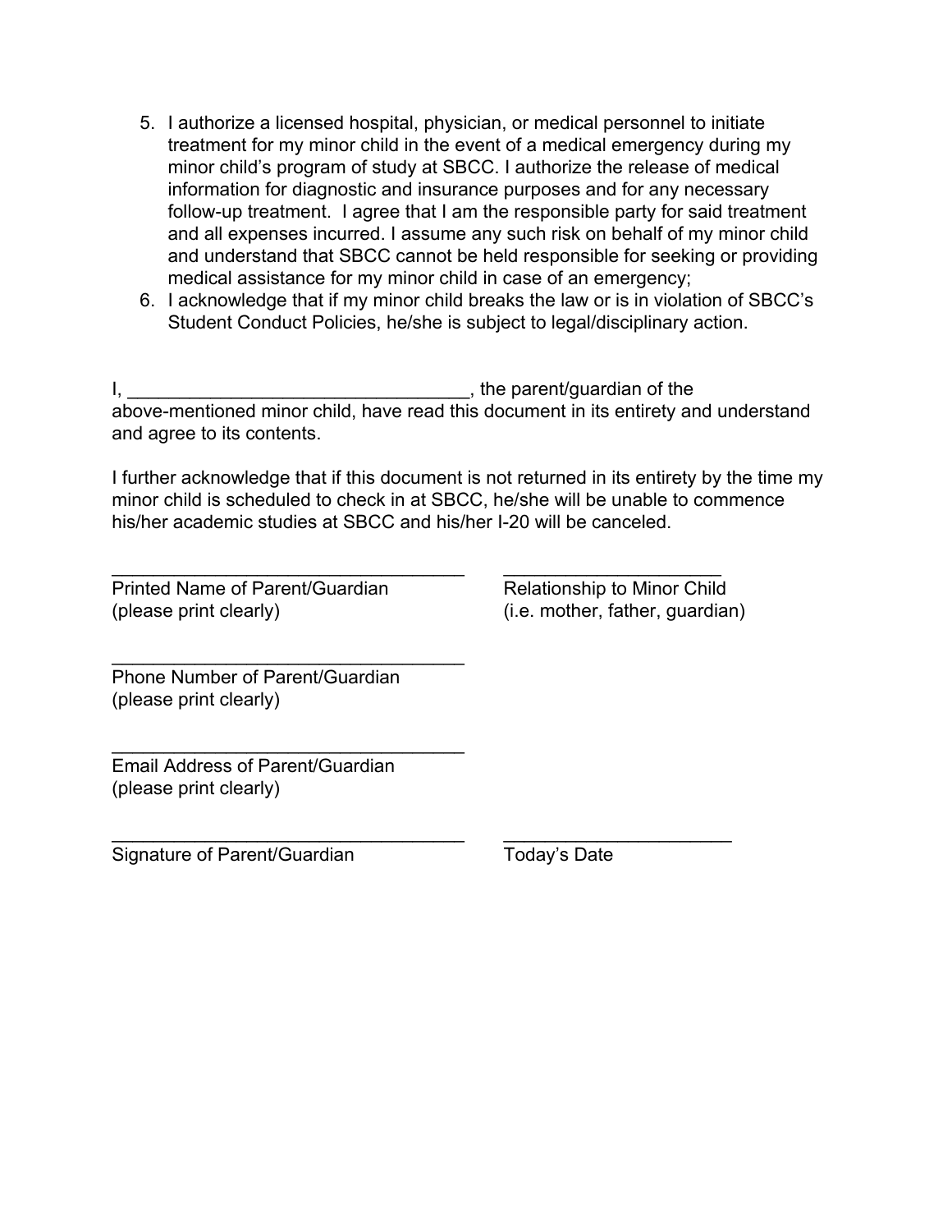5. I authorize a licensed hospital, physician, or medical personnel to initiate treatment for my minor child in the event of a medical emergency during my minor child's program of study at SBCC. I authorize the release of medical information for diagnostic and insurance purposes and for any necessary follow-up treatment. I agree that I am the responsible party for said treatment and all expenses incurred. I assume any such risk on behalf of my minor child and understand that SBCC cannot be held responsible for seeking or providing medical assistance for my minor child in case of an emergency;
6. I acknowledge that if my minor child breaks the law or is in violation of SBCC's Student Conduct Policies, he/she is subject to legal/disciplinary action.

I, _________________________________, the parent/guardian of the above-mentioned minor child, have read this document in its entirety and understand and agree to its contents.

I further acknowledge that if this document is not returned in its entirety by the time my minor child is scheduled to check in at SBCC, he/she will be unable to commence his/her academic studies at SBCC and his/her I-20 will be canceled.

___________________________________ ______________________

Printed Name of Parent/Guardian (please print clearly)

Relationship to Minor Child (i.e. mother, father, guardian)

___________________________________

Phone Number of Parent/Guardian (please print clearly)

___________________________________

Email Address of Parent/Guardian (please print clearly)

___________________________________ ______________________

Signature of Parent/Guardian

Today's Date